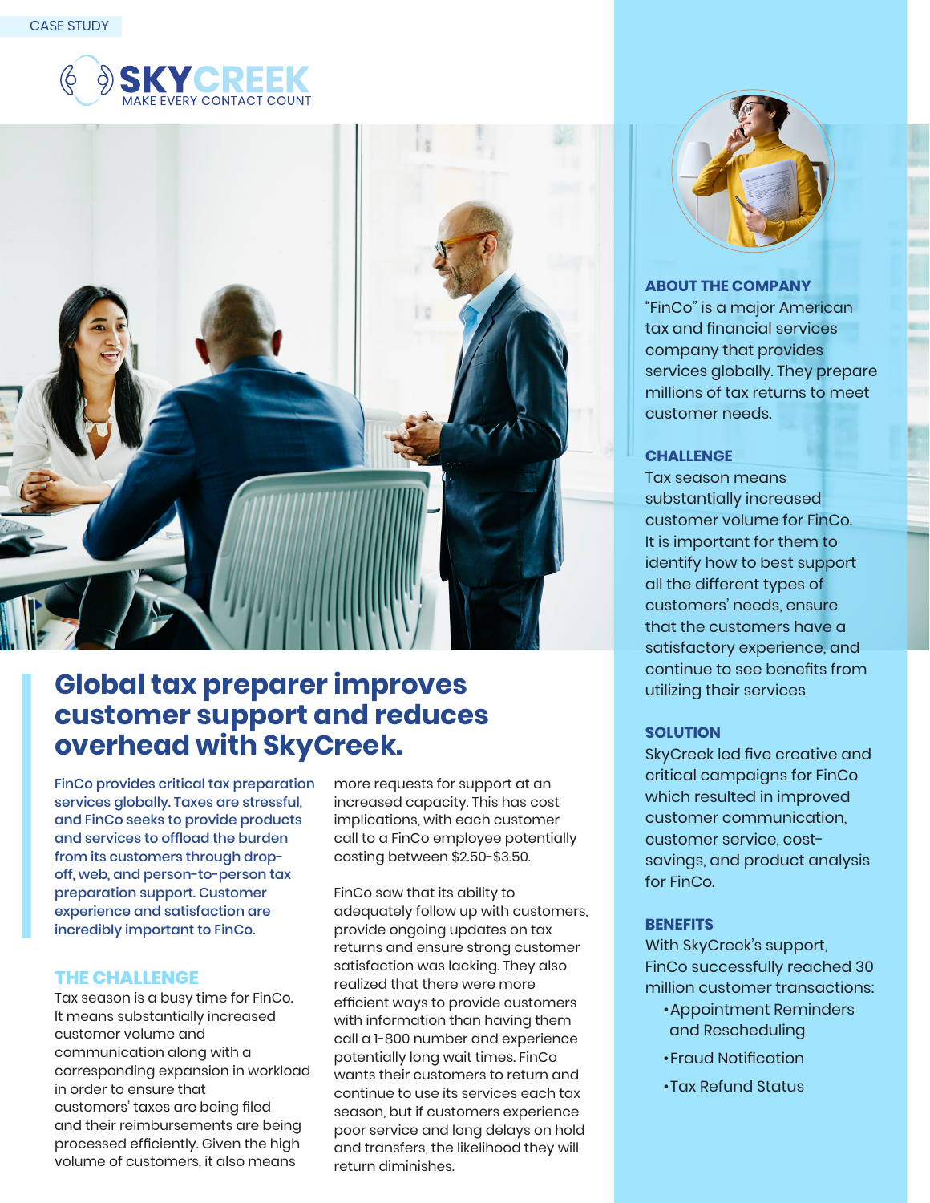CASE STUDY

SKYCREEK
MAKE EVERY CONTACT COUNT

# Global tax preparer improves customer support and reduces overhead with SkyCreek.

**FinCo provides critical tax preparation services globally. Taxes are stressful, and FinCo seeks to provide products and services to offload the burden from its customers through drop-off, web, and person-to-person tax preparation support. Customer experience and satisfaction are incredibly important to FinCo.**

## THE CHALLENGE

Tax season is a busy time for FinCo. It means substantially increased customer volume and communication along with a corresponding expansion in workload in order to ensure that customers' taxes are being filed and their reimbursements are being processed efficiently. Given the high volume of customers, it also means more requests for support at an increased capacity. This has cost implications, with each customer call to a FinCo employee potentially costing between $2.50-$3.50.

FinCo saw that its ability to adequately follow up with customers, provide ongoing updates on tax returns and ensure strong customer satisfaction was lacking. They also realized that there were more efficient ways to provide customers with information than having them call a 1-800 number and experience potentially long wait times. FinCo wants their customers to return and continue to use its services each tax season, but if customers experience poor service and long delays on hold and transfers, the likelihood they will return diminishes.

### ABOUT THE COMPANY

"FinCo" is a major American tax and financial services company that provides services globally. They prepare millions of tax returns to meet customer needs.

### CHALLENGE

Tax season means substantially increased customer volume for FinCo. It is important for them to identify how to best support all the different types of customers' needs, ensure that the customers have a satisfactory experience, and continue to see benefits from utilizing their services.

### SOLUTION

SkyCreek led five creative and critical campaigns for FinCo which resulted in improved customer communication, customer service, cost-savings, and product analysis for FinCo.

### BENEFITS

With SkyCreek's support, FinCo successfully reached 30 million customer transactions:

- Appointment Reminders and Rescheduling
- Fraud Notification
- Tax Refund Status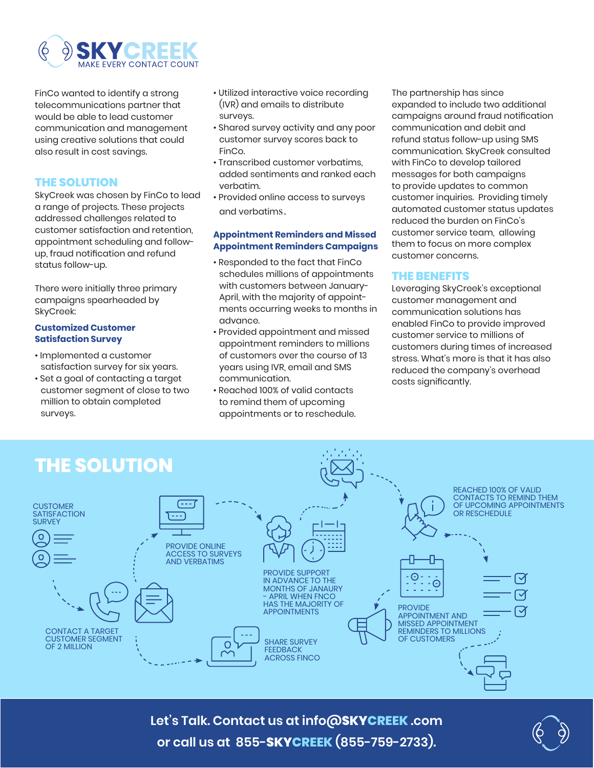**SKYCREEK**
MAKE EVERY CONTACT COUNT

FinCo wanted to identify a strong telecommunications partner that would be able to lead customer communication and management using creative solutions that could also result in cost savings.

## THE SOLUTION

SkyCreek was chosen by FinCo to lead a range of projects. These projects addressed challenges related to customer satisfaction and retention, appointment scheduling and follow-up, fraud notification and refund status follow-up.

There were initially three primary campaigns spearheaded by SkyCreek:

### Customized Customer Satisfaction Survey

- Implemented a customer satisfaction survey for six years.
- Set a goal of contacting a target customer segment of close to two million to obtain completed surveys.
- Utilized interactive voice recording (IVR) and emails to distribute surveys.
- Shared survey activity and any poor customer survey scores back to FinCo.
- Transcribed customer verbatims, added sentiments and ranked each verbatim.
- Provided online access to surveys and verbatims.

### Appointment Reminders and Missed Appointment Reminders Campaigns

- Responded to the fact that FinCo schedules millions of appointments with customers between January-April, with the majority of appointments occurring weeks to months in advance.
- Provided appointment and missed appointment reminders to millions of customers over the course of 13 years using IVR, email and SMS communication.
- Reached 100% of valid contacts to remind them of upcoming appointments or to reschedule.

The partnership has since expanded to include two additional campaigns around fraud notification communication and debit and refund status follow-up using SMS communication. SkyCreek consulted with FinCo to develop tailored messages for both campaigns to provide updates to common customer inquiries. Providing timely automated customer status updates reduced the burden on FinCo's customer service team, allowing them to focus on more complex customer concerns.

## THE BENEFITS

Leveraging SkyCreek's exceptional customer management and communication solutions has enabled FinCo to provide improved customer service to millions of customers during times of increased stress. What's more is that it has also reduced the company's overhead costs significantly.

## THE SOLUTION

CUSTOMER SATISFACTION SURVEY

CONTACT A TARGET CUSTOMER SEGMENT OF 2 MILLION

PROVIDE ONLINE ACCESS TO SURVEYS AND VERBATIMS

SHARE SURVEY FEEDBACK ACROSS FINCO

PROVIDE SUPPORT IN ADVANCE TO THE MONTHS OF JANAURY - APRIL WHEN FNCO HAS THE MAJORITY OF APPOINTMENTS

REACHED 100% OF VALID CONTACTS TO REMIND THEM OF UPCOMING APPOINTMENTS OR RESCHEDULE

PROVIDE APPOINTMENT AND MISSED APPOINTMENT REMINDERS TO MILLIONS OF CUSTOMERS

**Let's Talk. Contact us at info@SKYCREEK.com or call us at 855-SKYCREEK (855-759-2733).**